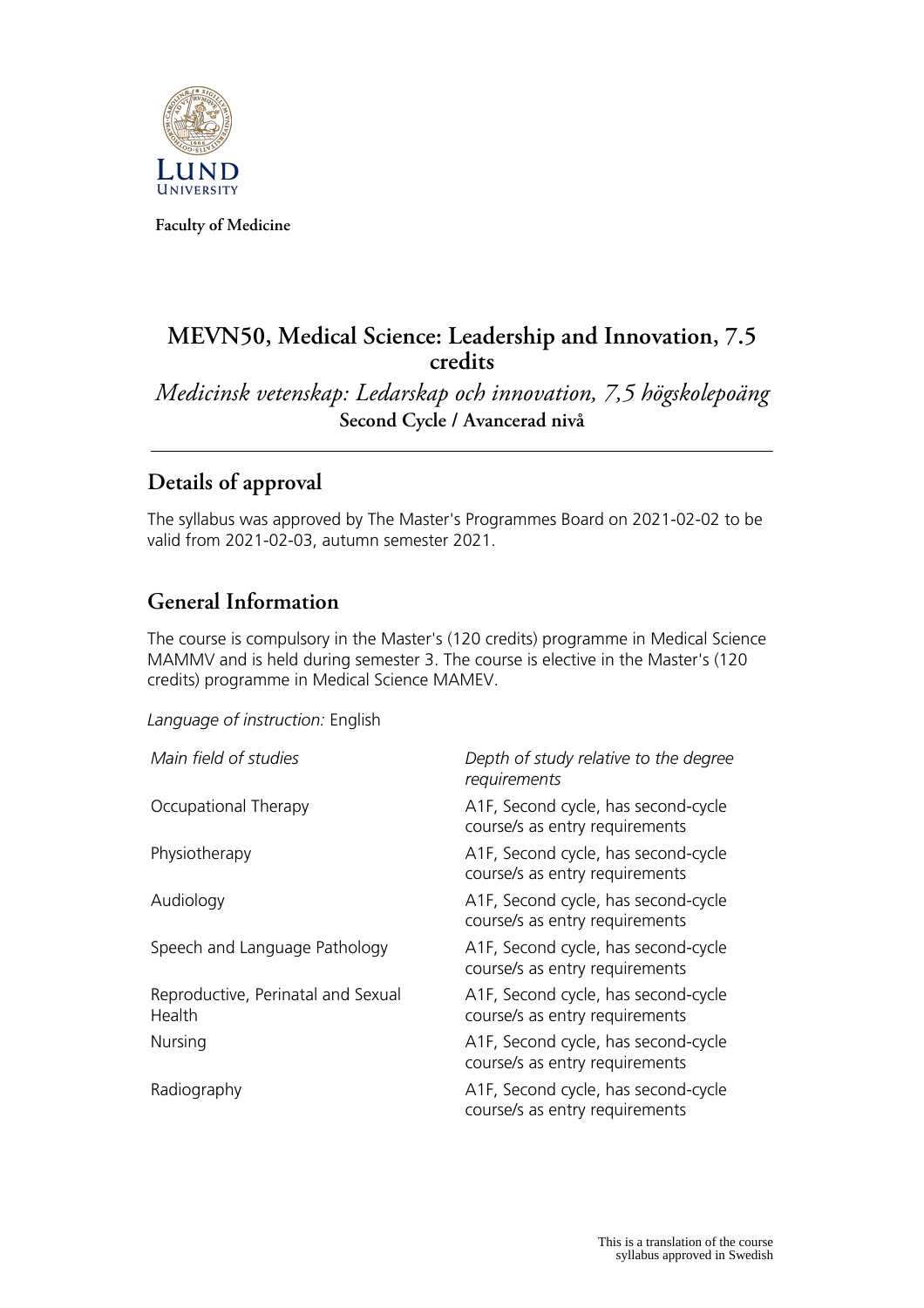Faculty of Medicine

# MEVN50, Medical Science: Leadership and Innovation, 7.5 credits

*Medicinsk vetenskap: Ledarskap och innovation, 7,5 högskolepoäng*

**Second Cycle / Avancerad nivå**

## Details of approval

The syllabus was approved by The Master's Programmes Board on 2021-02-02 to be valid from 2021-02-03, autumn semester 2021.

## General Information

The course is compulsory in the Master's (120 credits) programme in Medical Science MAMMV and is held during semester 3. The course is elective in the Master's (120 credits) programme in Medical Science MAMEV.

*Language of instruction:* English

| *Main field of studies* | *Depth of study relative to the degree requirements* |
|---|---|
| Occupational Therapy | A1F, Second cycle, has second-cycle course/s as entry requirements |
| Physiotherapy | A1F, Second cycle, has second-cycle course/s as entry requirements |
| Audiology | A1F, Second cycle, has second-cycle course/s as entry requirements |
| Speech and Language Pathology | A1F, Second cycle, has second-cycle course/s as entry requirements |
| Reproductive, Perinatal and Sexual Health | A1F, Second cycle, has second-cycle course/s as entry requirements |
| Nursing | A1F, Second cycle, has second-cycle course/s as entry requirements |
| Radiography | A1F, Second cycle, has second-cycle course/s as entry requirements |

This is a translation of the course syllabus approved in Swedish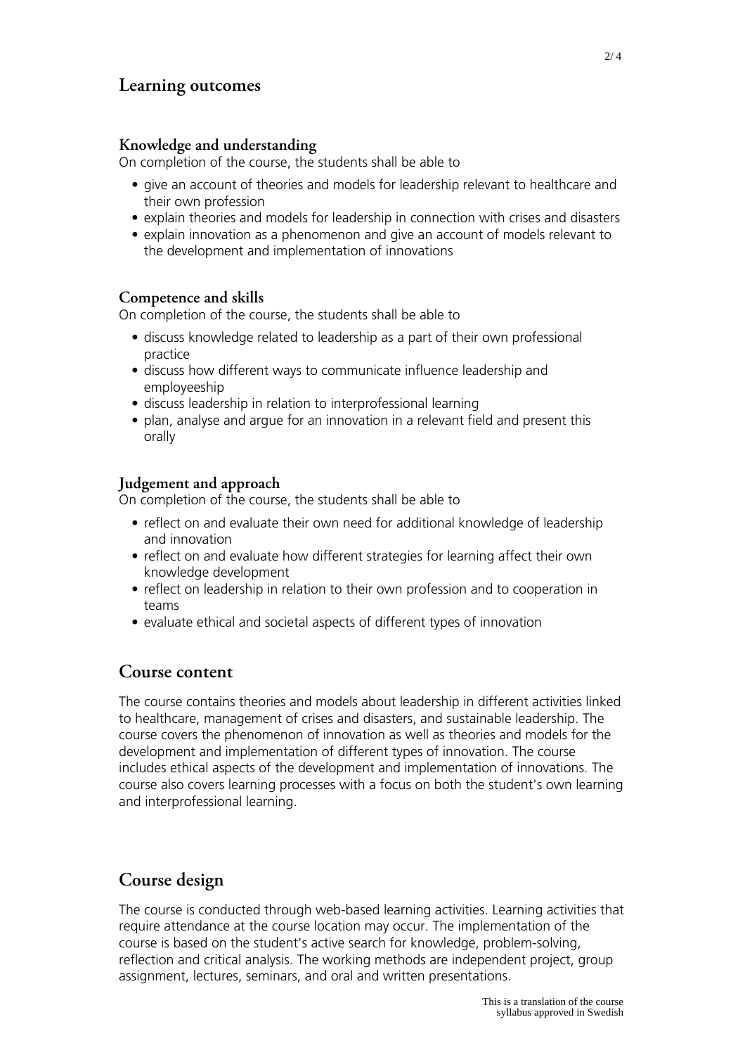## Learning outcomes

### Knowledge and understanding

On completion of the course, the students shall be able to

- give an account of theories and models for leadership relevant to healthcare and their own profession
- explain theories and models for leadership in connection with crises and disasters
- explain innovation as a phenomenon and give an account of models relevant to the development and implementation of innovations

### Competence and skills

On completion of the course, the students shall be able to

- discuss knowledge related to leadership as a part of their own professional practice
- discuss how different ways to communicate influence leadership and employeeship
- discuss leadership in relation to interprofessional learning
- plan, analyse and argue for an innovation in a relevant field and present this orally

### Judgement and approach

On completion of the course, the students shall be able to

- reflect on and evaluate their own need for additional knowledge of leadership and innovation
- reflect on and evaluate how different strategies for learning affect their own knowledge development
- reflect on leadership in relation to their own profession and to cooperation in teams
- evaluate ethical and societal aspects of different types of innovation

## Course content

The course contains theories and models about leadership in different activities linked to healthcare, management of crises and disasters, and sustainable leadership. The course covers the phenomenon of innovation as well as theories and models for the development and implementation of different types of innovation. The course includes ethical aspects of the development and implementation of innovations. The course also covers learning processes with a focus on both the student's own learning and interprofessional learning.

## Course design

The course is conducted through web-based learning activities. Learning activities that require attendance at the course location may occur. The implementation of the course is based on the student's active search for knowledge, problem-solving, reflection and critical analysis. The working methods are independent project, group assignment, lectures, seminars, and oral and written presentations.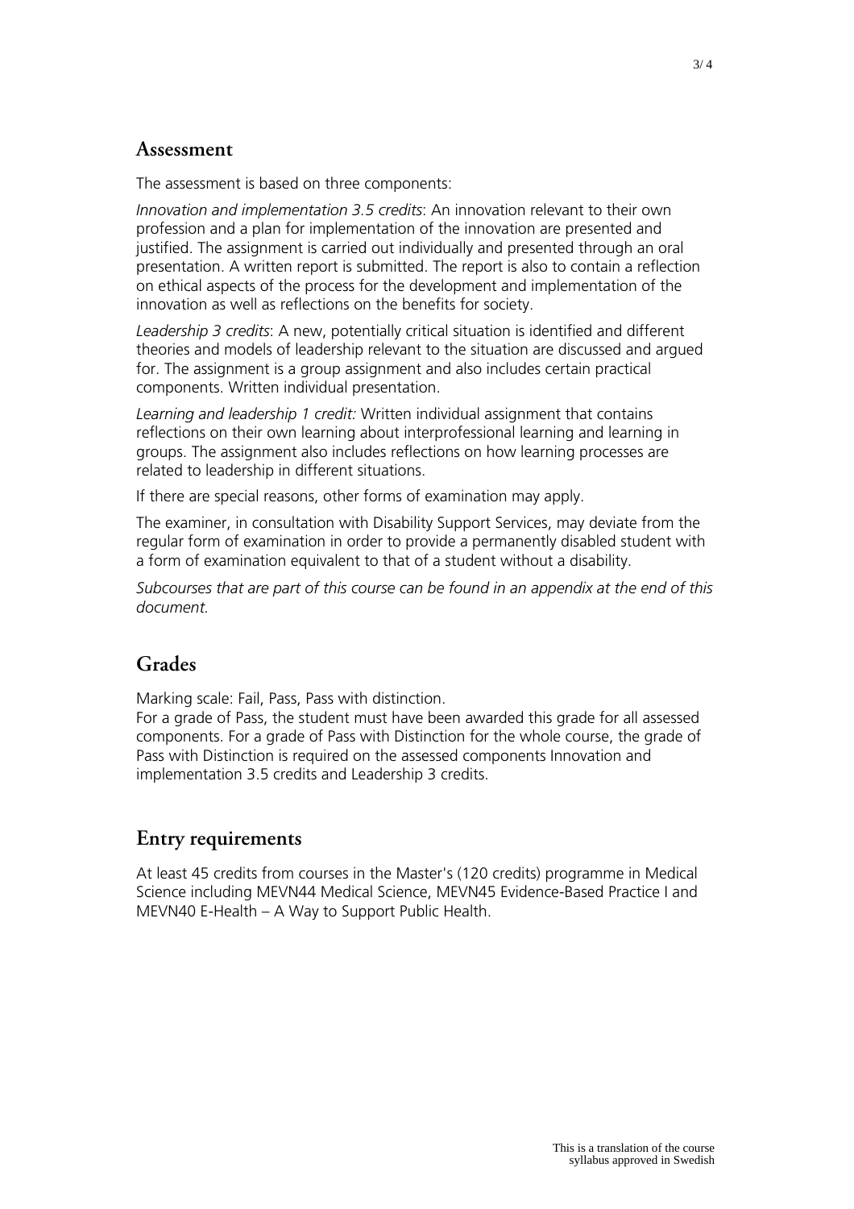## Assessment

The assessment is based on three components:

*Innovation and implementation 3.5 credits*: An innovation relevant to their own profession and a plan for implementation of the innovation are presented and justified. The assignment is carried out individually and presented through an oral presentation. A written report is submitted. The report is also to contain a reflection on ethical aspects of the process for the development and implementation of the innovation as well as reflections on the benefits for society.

*Leadership 3 credits*: A new, potentially critical situation is identified and different theories and models of leadership relevant to the situation are discussed and argued for. The assignment is a group assignment and also includes certain practical components. Written individual presentation.

*Learning and leadership 1 credit:* Written individual assignment that contains reflections on their own learning about interprofessional learning and learning in groups. The assignment also includes reflections on how learning processes are related to leadership in different situations.

If there are special reasons, other forms of examination may apply.

The examiner, in consultation with Disability Support Services, may deviate from the regular form of examination in order to provide a permanently disabled student with a form of examination equivalent to that of a student without a disability.

*Subcourses that are part of this course can be found in an appendix at the end of this document.*

## Grades

Marking scale: Fail, Pass, Pass with distinction.
For a grade of Pass, the student must have been awarded this grade for all assessed components. For a grade of Pass with Distinction for the whole course, the grade of Pass with Distinction is required on the assessed components Innovation and implementation 3.5 credits and Leadership 3 credits.

## Entry requirements

At least 45 credits from courses in the Master's (120 credits) programme in Medical Science including MEVN44 Medical Science, MEVN45 Evidence-Based Practice I and MEVN40 E-Health – A Way to Support Public Health.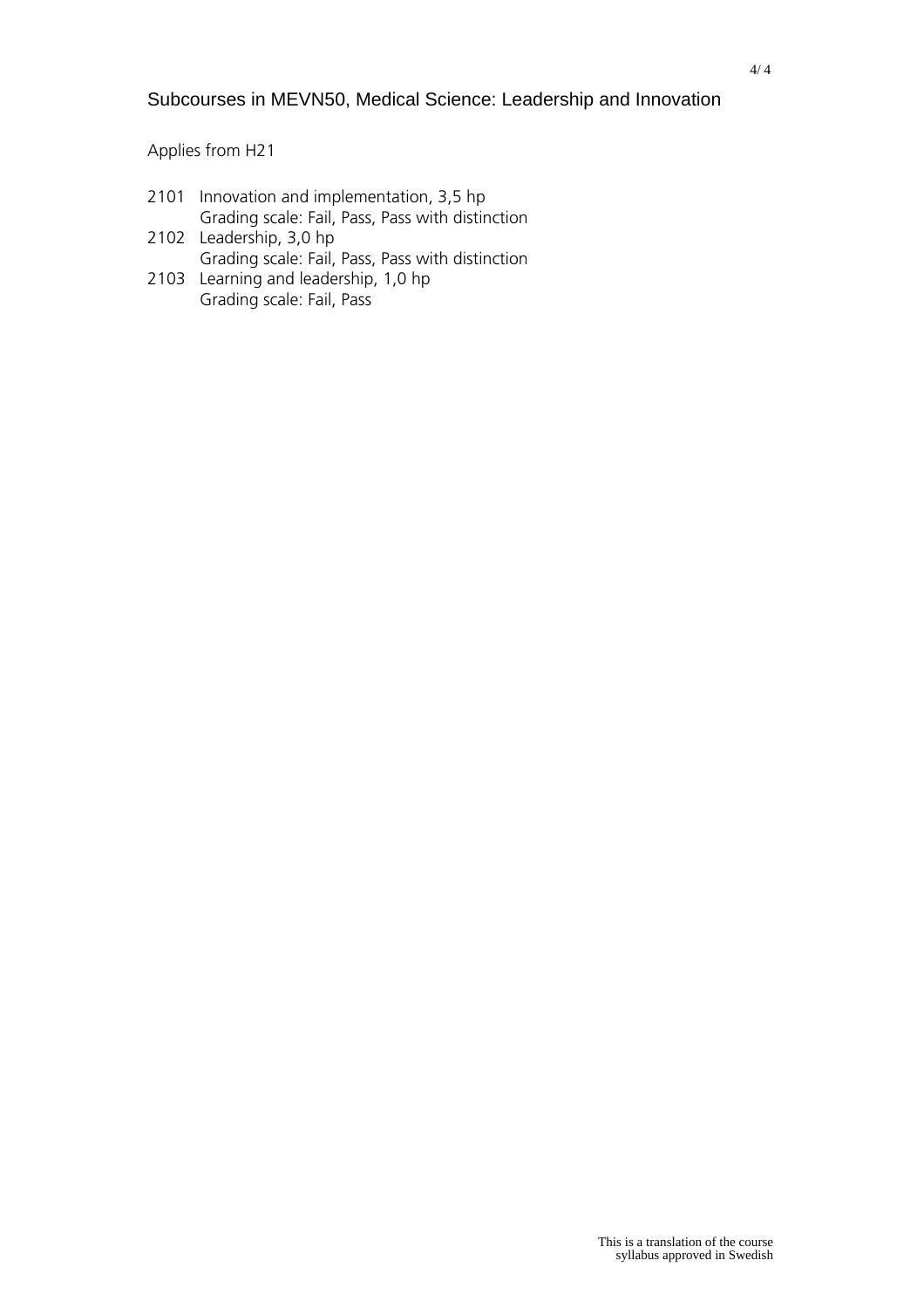## Subcourses in MEVN50, Medical Science: Leadership and Innovation

Applies from H21

2101 Innovation and implementation, 3,5 hp
Grading scale: Fail, Pass, Pass with distinction

2102 Leadership, 3,0 hp
Grading scale: Fail, Pass, Pass with distinction

2103 Learning and leadership, 1,0 hp
Grading scale: Fail, Pass

This is a translation of the course syllabus approved in Swedish